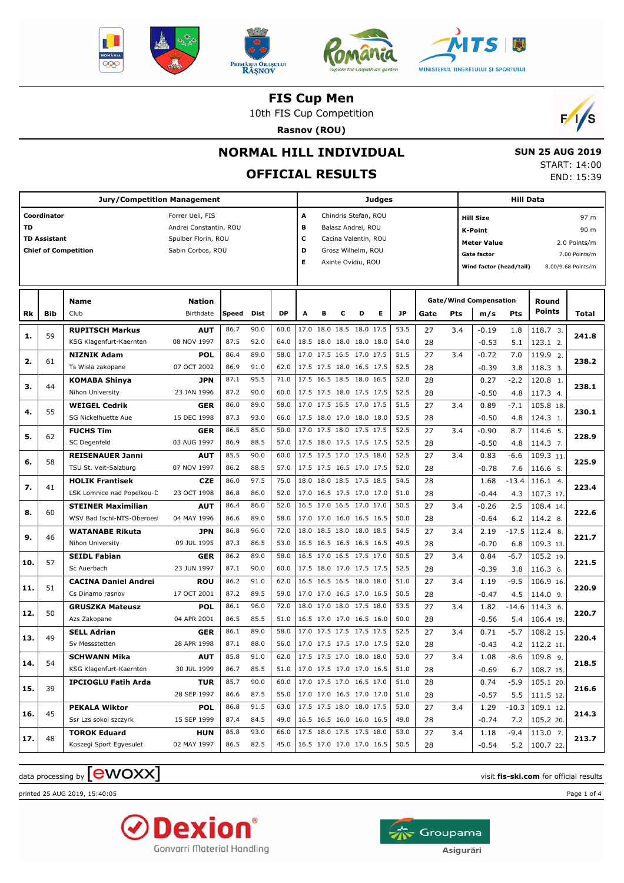# FIS Cup Men

10th FIS Cup Competition

**Rasnov (ROU)**

## NORMAL HILL INDIVIDUAL

## OFFICIAL RESULTS

**SUN 25 AUG 2019**
START: 14:00
END: 15:39

| Jury/Competition Management | | Judges | | Hill Data | |
|---|---|---|---|---|---|
| **Coordinator** | Forrer Ueli, FIS | **A** | Chindris Stefan, ROU | **Hill Size** | 97 m |
| **TD** | Andrei Constantin, ROU | **B** | Balasz Andrei, ROU | **K-Point** | 90 m |
| **TD Assistant** | Spulber Florin, ROU | **C** | Cacina Valentin, ROU | **Meter Value** | 2.0 Points/m |
| **Chief of Competition** | Sabin Corbos, ROU | **D** | Grosz Wilhelm, ROU | **Gate factor** | 7.00 Points/m |
| | | **E** | Axinte Ovidiu, ROU | **Wind factor (head/tail)** | 8.00/9.68 Points/m |

| Rk | Bib | Name / Club | Nation / Birthdate | Speed | Dist | DP | A | B | C | D | E | JP | Gate | Pts | m/s | Pts | Round Points | Total |
|---|---|---|---|---|---|---|---|---|---|---|---|---|---|---|---|---|---|---|
| 1. | 59 | **RUPITSCH Markus** | **AUT** | 86.7 | 90.0 | 60.0 | 17.0 | 18.0 | 18.5 | 18.0 | 17.5 | 53.5 | 27 | 3.4 | -0.19 | 1.8 | 118.7 3. | **241.8** |
| | | KSG Klagenfurt-Kaernten | 08 NOV 1997 | 87.5 | 92.0 | 64.0 | 18.5 | 18.0 | 18.0 | 18.0 | 18.0 | 54.0 | 28 | | -0.53 | 5.1 | 123.1 2. | |
| 2. | 61 | **NIZNIK Adam** | **POL** | 86.4 | 89.0 | 58.0 | 17.0 | 17.5 | 16.5 | 17.0 | 17.5 | 51.5 | 27 | 3.4 | -0.72 | 7.0 | 119.9 2. | **238.2** |
| | | Ts Wisla zakopane | 07 OCT 2002 | 86.9 | 91.0 | 62.0 | 17.5 | 17.5 | 18.0 | 16.5 | 17.5 | 52.5 | 28 | | -0.39 | 3.8 | 118.3 3. | |
| 3. | 44 | **KOMABA Shinya** | **JPN** | 87.1 | 95.5 | 71.0 | 17.5 | 16.5 | 18.5 | 18.0 | 16.5 | 52.0 | 28 | | 0.27 | -2.2 | 120.8 1. | **238.1** |
| | | Nihon University | 23 JAN 1996 | 87.2 | 90.0 | 60.0 | 17.5 | 17.5 | 18.0 | 17.5 | 17.5 | 52.5 | 28 | | -0.50 | 4.8 | 117.3 4. | |
| 4. | 55 | **WEIGEL Cedrik** | **GER** | 86.0 | 89.0 | 58.0 | 17.0 | 17.5 | 16.5 | 17.0 | 17.5 | 51.5 | 27 | 3.4 | 0.89 | -7.1 | 105.8 18. | **230.1** |
| | | SG Nickelhuette Aue | 15 DEC 1998 | 87.3 | 93.0 | 66.0 | 17.5 | 18.0 | 17.0 | 18.0 | 18.0 | 53.5 | 28 | | -0.50 | 4.8 | 124.3 1. | |
| 5. | 62 | **FUCHS Tim** | **GER** | 86.5 | 85.0 | 50.0 | 17.0 | 17.5 | 18.0 | 17.5 | 17.5 | 52.5 | 27 | 3.4 | -0.90 | 8.7 | 114.6 5. | **228.9** |
| | | SC Degenfeld | 03 AUG 1997 | 86.9 | 88.5 | 57.0 | 17.5 | 18.0 | 17.5 | 17.5 | 17.5 | 52.5 | 28 | | -0.50 | 4.8 | 114.3 7. | |
| 6. | 58 | **REISENAUER Janni** | **AUT** | 85.5 | 90.0 | 60.0 | 17.5 | 17.5 | 17.0 | 17.5 | 18.0 | 52.5 | 27 | 3.4 | 0.83 | -6.6 | 109.3 11. | **225.9** |
| | | TSU St. Veit-Salzburg | 07 NOV 1997 | 86.2 | 88.5 | 57.0 | 17.5 | 17.5 | 16.5 | 17.0 | 17.5 | 52.0 | 28 | | -0.78 | 7.6 | 116.6 5. | |
| 7. | 41 | **HOLIK Frantisek** | **CZE** | 86.0 | 97.5 | 75.0 | 18.0 | 18.0 | 18.5 | 17.5 | 18.5 | 54.5 | 28 | | 1.68 | -13.4 | 116.1 4. | **223.4** |
| | | LSK Lomnice nad Popelkou-D | 23 OCT 1998 | 86.8 | 86.0 | 52.0 | 17.0 | 16.5 | 17.5 | 17.0 | 17.0 | 51.0 | 28 | | -0.44 | 4.3 | 107.3 17. | |
| 8. | 60 | **STEINER Maximilian** | **AUT** | 86.4 | 86.0 | 52.0 | 16.5 | 17.0 | 16.5 | 17.0 | 17.0 | 50.5 | 27 | 3.4 | -0.26 | 2.5 | 108.4 14. | **222.6** |
| | | WSV Bad Ischl-NTS-Oberoes | 04 MAY 1996 | 86.6 | 89.0 | 58.0 | 17.0 | 17.0 | 16.0 | 16.5 | 16.5 | 50.0 | 28 | | -0.64 | 6.2 | 114.2 8. | |
| 9. | 46 | **WATANABE Rikuta** | **JPN** | 86.8 | 96.0 | 72.0 | 18.0 | 18.5 | 18.0 | 18.0 | 18.5 | 54.5 | 27 | 3.4 | 2.19 | -17.5 | 112.4 8. | **221.7** |
| | | Nihon University | 09 JUL 1995 | 87.3 | 86.5 | 53.0 | 16.5 | 16.5 | 16.5 | 16.5 | 16.5 | 49.5 | 28 | | -0.70 | 6.8 | 109.3 13. | |
| 10. | 57 | **SEIDL Fabian** | **GER** | 86.2 | 89.0 | 58.0 | 16.5 | 17.0 | 16.5 | 17.5 | 17.0 | 50.5 | 27 | 3.4 | 0.84 | -6.7 | 105.2 19. | **221.5** |
| | | Sc Auerbach | 23 JUN 1997 | 87.1 | 90.0 | 60.0 | 17.5 | 18.0 | 17.0 | 17.5 | 17.5 | 52.5 | 28 | | -0.39 | 3.8 | 116.3 6. | |
| 11. | 51 | **CACINA Daniel Andrei** | **ROU** | 86.2 | 91.0 | 62.0 | 16.5 | 16.5 | 16.5 | 18.0 | 18.0 | 51.0 | 27 | 3.4 | 1.19 | -9.5 | 106.9 16. | **220.9** |
| | | Cs Dinamo rasnov | 17 OCT 2001 | 87.2 | 89.5 | 59.0 | 17.0 | 17.0 | 16.5 | 17.0 | 16.5 | 50.5 | 28 | | -0.47 | 4.5 | 114.0 9. | |
| 12. | 50 | **GRUSZKA Mateusz** | **POL** | 86.1 | 96.0 | 72.0 | 18.0 | 17.0 | 18.0 | 17.5 | 18.0 | 53.5 | 27 | 3.4 | 1.82 | -14.6 | 114.3 6. | **220.7** |
| | | Azs Zakopane | 04 APR 2001 | 86.5 | 85.5 | 51.0 | 16.5 | 17.0 | 17.0 | 16.5 | 16.0 | 50.0 | 28 | | -0.56 | 5.4 | 106.4 19. | |
| 13. | 49 | **SELL Adrian** | **GER** | 86.1 | 89.0 | 58.0 | 17.0 | 17.5 | 17.5 | 17.5 | 17.5 | 52.5 | 27 | 3.4 | 0.71 | -5.7 | 108.2 15. | **220.4** |
| | | Sv Messstetten | 28 APR 1998 | 87.1 | 88.0 | 56.0 | 17.0 | 17.5 | 17.5 | 17.0 | 17.5 | 52.0 | 28 | | -0.43 | 4.2 | 112.2 11. | |
| 14. | 54 | **SCHWANN Mika** | **AUT** | 85.8 | 91.0 | 62.0 | 17.5 | 17.5 | 17.0 | 18.0 | 18.0 | 53.0 | 27 | 3.4 | 1.08 | -8.6 | 109.8 9. | **218.5** |
| | | KSG Klagenfurt-Kaernten | 30 JUL 1999 | 86.7 | 85.5 | 51.0 | 17.0 | 17.5 | 17.0 | 17.0 | 16.5 | 51.0 | 28 | | -0.69 | 6.7 | 108.7 15. | |
| 15. | 39 | **IPCIOGLU Fatih Arda** | **TUR** | 85.7 | 90.0 | 60.0 | 17.0 | 17.5 | 17.0 | 16.5 | 17.0 | 51.0 | 28 | | 0.74 | -5.9 | 105.1 20. | **216.6** |
| | | | 28 SEP 1997 | 86.6 | 87.5 | 55.0 | 17.0 | 17.0 | 16.5 | 17.0 | 17.0 | 51.0 | 28 | | -0.57 | 5.5 | 111.5 12. | |
| 16. | 45 | **PEKALA Wiktor** | **POL** | 86.8 | 91.5 | 63.0 | 17.5 | 17.5 | 18.0 | 18.0 | 17.5 | 53.0 | 27 | 3.4 | 1.29 | -10.3 | 109.1 12. | **214.3** |
| | | Ssr Lzs sokol szczyrk | 15 SEP 1999 | 87.4 | 84.5 | 49.0 | 16.5 | 16.5 | 16.0 | 16.0 | 16.5 | 49.0 | 28 | | -0.74 | 7.2 | 105.2 20. | |
| 17. | 48 | **TOROK Eduard** | **HUN** | 85.8 | 93.0 | 66.0 | 17.5 | 18.0 | 17.5 | 17.5 | 18.0 | 53.0 | 27 | 3.4 | 1.18 | -9.4 | 113.0 7. | **213.7** |
| | | Koszegi Sport Egyesulet | 02 MAY 1997 | 86.5 | 82.5 | 45.0 | 16.5 | 17.0 | 17.0 | 17.0 | 16.5 | 50.5 | 28 | | -0.54 | 5.2 | 100.7 22. | |

data processing by ewoxx — visit **fis-ski.com** for official results

printed 25 AUG 2019, 15:40:05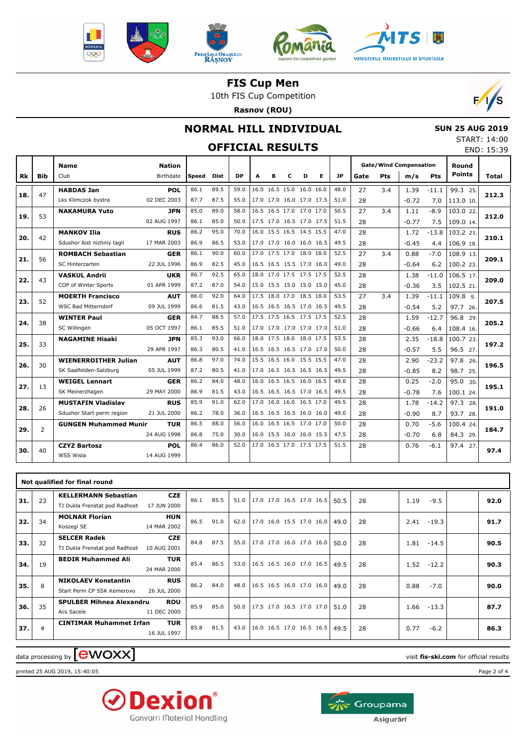# FIS Cup Men

10th FIS Cup Competition

**Rasnov (ROU)**

## NORMAL HILL INDIVIDUAL

## OFFICIAL RESULTS

**SUN 25 AUG 2019**
START: 14:00
END: 15:39

| Rk | Bib | Name / Club | Nation / Birthdate | Speed | Dist | DP | A | B | C | D | E | JP | Gate | Pts | m/s | Pts | Round Points | Total |
|---|---|---|---|---|---|---|---|---|---|---|---|---|---|---|---|---|---|---|
| 18. | 47 | **HABDAS Jan** | **POL** | 86.1 | 89.5 | 59.0 | 16.0 | 16.5 | 15.0 | 16.0 | 16.0 | 48.0 | 27 | 3.4 | 1.39 | -11.1 | 99.3 25. | **212.3** |
| | | Lks Klimczok bystra | 02 DEC 2003 | 87.7 | 87.5 | 55.0 | 17.0 | 17.0 | 16.0 | 17.0 | 17.5 | 51.0 | 28 | | -0.72 | 7.0 | 113.0 10. | |
| 19. | 53 | **NAKAMURA Yuto** | **JPN** | 85.0 | 89.0 | 58.0 | 16.5 | 16.5 | 17.0 | 17.0 | 17.0 | 50.5 | 27 | 3.4 | 1.11 | -8.9 | 103.0 22. | **212.0** |
| | | | 02 AUG 1997 | 86.1 | 85.0 | 50.0 | 17.5 | 17.0 | 16.5 | 17.0 | 17.5 | 51.5 | 28 | | -0.77 | 7.5 | 109.0 14. | |
| 20. | 42 | **MANKOV Ilia** | **RUS** | 86.2 | 95.0 | 70.0 | 16.0 | 15.5 | 16.5 | 14.5 | 15.5 | 47.0 | 28 | | 1.72 | -13.8 | 103.2 21. | **210.1** |
| | | Sdushor Aist nizhniy tagil | 17 MAR 2003 | 86.9 | 86.5 | 53.0 | 17.0 | 17.0 | 16.0 | 16.0 | 16.5 | 49.5 | 28 | | -0.45 | 4.4 | 106.9 18. | |
| 21. | 56 | **ROMBACH Sebastian** | **GER** | 86.1 | 90.0 | 60.0 | 17.0 | 17.5 | 17.0 | 18.0 | 18.0 | 52.5 | 27 | 3.4 | 0.88 | -7.0 | 108.9 13. | **209.1** |
| | | SC Hinterzarten | 22 JUL 1996 | 86.9 | 82.5 | 45.0 | 16.5 | 16.5 | 15.5 | 17.0 | 16.0 | 49.0 | 28 | | -0.64 | 6.2 | 100.2 23. | |
| 22. | 43 | **VASKUL Andrii** | **UKR** | 86.7 | 92.5 | 65.0 | 18.0 | 17.0 | 17.5 | 17.5 | 17.5 | 52.5 | 28 | | 1.38 | -11.0 | 106.5 17. | **209.0** |
| | | COP of Winter Sports | 01 APR 1999 | 87.2 | 87.0 | 54.0 | 15.0 | 15.5 | 15.0 | 15.0 | 15.0 | 45.0 | 28 | | -0.36 | 3.5 | 102.5 21. | |
| 23. | 52 | **MOERTH Francisco** | **AUT** | 86.0 | 92.0 | 64.0 | 17.5 | 18.0 | 17.0 | 18.5 | 18.0 | 53.5 | 27 | 3.4 | 1.39 | -11.1 | 109.8 9. | **207.5** |
| | | WSC Bad Mitterndorf | 09 JUL 1999 | 86.6 | 81.5 | 43.0 | 16.5 | 16.5 | 16.5 | 17.0 | 16.5 | 49.5 | 28 | | -0.54 | 5.2 | 97.7 26. | |
| 24. | 38 | **WINTER Paul** | **GER** | 84.7 | 88.5 | 57.0 | 17.5 | 17.5 | 16.5 | 17.5 | 17.5 | 52.5 | 28 | | 1.59 | -12.7 | 96.8 29. | **205.2** |
| | | SC Willingen | 05 OCT 1997 | 86.1 | 85.5 | 51.0 | 17.0 | 17.0 | 17.0 | 17.0 | 17.0 | 51.0 | 28 | | -0.66 | 6.4 | 108.4 16. | |
| 25. | 33 | **NAGAMINE Hisaki** | **JPN** | 85.3 | 93.0 | 66.0 | 18.0 | 17.5 | 18.0 | 18.0 | 17.5 | 53.5 | 28 | | 2.35 | -18.8 | 100.7 23. | **197.2** |
| | | | 29 APR 1997 | 86.3 | 80.5 | 41.0 | 16.5 | 16.5 | 16.5 | 17.0 | 17.0 | 50.0 | 28 | | -0.57 | 5.5 | 96.5 27. | |
| 26. | 30 | **WIENERROITHER Julian** | **AUT** | 86.8 | 97.0 | 74.0 | 15.5 | 16.5 | 16.0 | 15.5 | 15.5 | 47.0 | 28 | | 2.90 | -23.2 | 97.8 26. | **196.5** |
| | | SK Saalfelden-Salzburg | 05 JUL 1999 | 87.2 | 80.5 | 41.0 | 17.0 | 16.5 | 16.5 | 16.5 | 16.5 | 49.5 | 28 | | -0.85 | 8.2 | 98.7 25. | |
| 27. | 13 | **WEIGEL Lennart** | **GER** | 86.2 | 84.0 | 48.0 | 16.0 | 16.5 | 16.5 | 16.0 | 16.5 | 49.0 | 28 | | 0.25 | -2.0 | 95.0 30. | **195.1** |
| | | SK Meinerzhagen | 29 MAY 2000 | 86.9 | 81.5 | 43.0 | 16.5 | 16.5 | 16.5 | 17.0 | 16.5 | 49.5 | 28 | | -0.78 | 7.6 | 100.1 24. | |
| 28. | 26 | **MUSTAFIN Vladislav** | **RUS** | 85.9 | 91.0 | 62.0 | 17.0 | 16.0 | 16.0 | 16.5 | 17.0 | 49.5 | 28 | | 1.78 | -14.2 | 97.3 28. | **191.0** |
| | | Sdushor Start perm region | 21 JUL 2000 | 86.2 | 78.0 | 36.0 | 16.5 | 16.5 | 16.5 | 16.0 | 16.0 | 49.0 | 28 | | -0.90 | 8.7 | 93.7 28. | |
| 29. | 2 | **GUNGEN Muhammed Munir** | **TUR** | 86.5 | 88.0 | 56.0 | 16.0 | 16.5 | 16.5 | 17.0 | 17.0 | 50.0 | 28 | | 0.70 | -5.6 | 100.4 24. | **184.7** |
| | | | 24 AUG 1998 | 86.8 | 75.0 | 30.0 | 16.0 | 15.5 | 16.0 | 16.0 | 15.5 | 47.5 | 28 | | -0.70 | 6.8 | 84.3 29. | |
| 30. | 40 | **CZYZ Bartosz** | **POL** | 86.4 | 86.0 | 52.0 | 17.0 | 16.5 | 17.0 | 17.5 | 17.5 | 51.5 | 28 | | 0.76 | -6.1 | 97.4 27. | **97.4** |
| | | WSS Wisla | 14 AUG 1999 | | | | | | | | | | | | | | | |

### Not qualified for final round

| Rk | Bib | Name / Club | Nation / Birthdate | Speed | Dist | DP | A | B | C | D | E | JP | Gate | Pts | m/s | Pts | Round Points | Total |
|---|---|---|---|---|---|---|---|---|---|---|---|---|---|---|---|---|---|---|
| 31. | 23 | **KELLERMANN Sebastian** | **CZE** | 86.1 | 85.5 | 51.0 | 17.0 | 17.0 | 16.5 | 17.0 | 16.5 | 50.5 | 28 | | 1.19 | -9.5 | | **92.0** |
| | | TJ Dukla Frenstat pod Radhost | 17 JUN 2000 | | | | | | | | | | | | | | | |
| 32. | 34 | **MOLNAR Florian** | **HUN** | 86.5 | 91.0 | 62.0 | 17.0 | 16.0 | 15.5 | 17.0 | 16.0 | 49.0 | 28 | | 2.41 | -19.3 | | **91.7** |
| | | Koszegi SE | 14 MAR 2002 | | | | | | | | | | | | | | | |
| 33. | 32 | **SELCER Radek** | **CZE** | 84.8 | 87.5 | 55.0 | 17.0 | 17.0 | 16.0 | 17.0 | 16.0 | 50.0 | 28 | | 1.81 | -14.5 | | **90.5** |
| | | TJ Dukla Frenstat pod Radhost | 10 AUG 2001 | | | | | | | | | | | | | | | |
| 34. | 19 | **BEDIR Muhammed Ali** | **TUR** | 85.4 | 86.5 | 53.0 | 16.5 | 16.5 | 16.0 | 17.0 | 16.5 | 49.5 | 28 | | 1.52 | -12.2 | | **90.3** |
| | | | 24 MAR 2000 | | | | | | | | | | | | | | | |
| 35. | 8 | **NIKOLAEV Konstantin** | **RUS** | 86.2 | 84.0 | 48.0 | 16.5 | 16.5 | 16.0 | 17.0 | 16.0 | 49.0 | 28 | | 0.88 | -7.0 | | **90.0** |
| | | Start Perm CP SSK Kemerovo | 26 JUL 2000 | | | | | | | | | | | | | | | |
| 36. | 35 | **SPULBER Mihnea Alexandru** | **ROU** | 85.9 | 85.0 | 50.0 | 17.5 | 17.0 | 16.5 | 17.0 | 17.0 | 51.0 | 28 | | 1.66 | -13.3 | | **87.7** |
| | | Acs Sacele | 11 DEC 2000 | | | | | | | | | | | | | | | |
| 37. | 4 | **CINTIMAR Muhammet Irfan** | **TUR** | 85.8 | 81.5 | 43.0 | 16.0 | 16.5 | 17.0 | 16.5 | 16.5 | 49.5 | 28 | | 0.77 | -6.2 | | **86.3** |
| | | | 16 JUL 1997 | | | | | | | | | | | | | | | |

data processing by ewoxx — visit fis-ski.com for official results

printed 25 AUG 2019, 15:40:05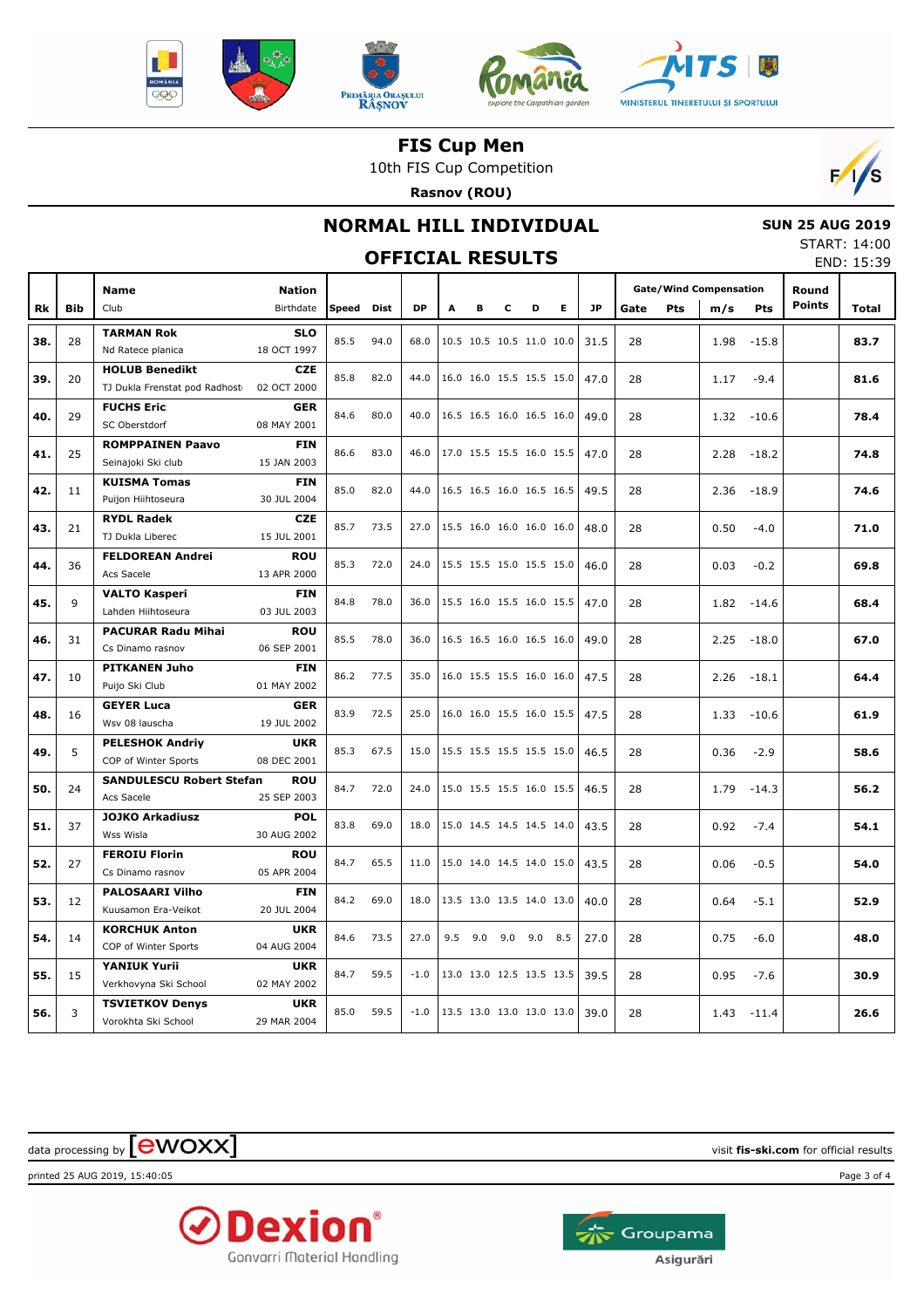# FIS Cup Men

10th FIS Cup Competition

**Rasnov (ROU)**

## NORMAL HILL INDIVIDUAL

**SUN 25 AUG 2019**

START: 14:00

END: 15:39

## OFFICIAL RESULTS

| Rk | Bib | Name / Club | Nation / Birthdate | Speed | Dist | DP | A | B | C | D | E | JP | Gate/Wind Compensation Gate | Pts | m/s | Pts | Round Points | Total |
|---|---|---|---|---|---|---|---|---|---|---|---|---|---|---|---|---|---|---|
| 38. | 28 | **TARMAN Rok** Nd Ratece planica | **SLO** 18 OCT 1997 | 85.5 | 94.0 | 68.0 | 10.5 | 10.5 | 10.5 | 11.0 | 10.0 | 31.5 | 28 | | 1.98 | -15.8 | | **83.7** |
| 39. | 20 | **HOLUB Benedikt** TJ Dukla Frenstat pod Radhost | **CZE** 02 OCT 2000 | 85.8 | 82.0 | 44.0 | 16.0 | 16.0 | 15.5 | 15.5 | 15.0 | 47.0 | 28 | | 1.17 | -9.4 | | **81.6** |
| 40. | 29 | **FUCHS Eric** SC Oberstdorf | **GER** 08 MAY 2001 | 84.6 | 80.0 | 40.0 | 16.5 | 16.5 | 16.0 | 16.5 | 16.0 | 49.0 | 28 | | 1.32 | -10.6 | | **78.4** |
| 41. | 25 | **ROMPPAINEN Paavo** Seinajoki Ski club | **FIN** 15 JAN 2003 | 86.6 | 83.0 | 46.0 | 17.0 | 15.5 | 15.5 | 16.0 | 15.5 | 47.0 | 28 | | 2.28 | -18.2 | | **74.8** |
| 42. | 11 | **KUISMA Tomas** Puijon Hiihtoseura | **FIN** 30 JUL 2004 | 85.0 | 82.0 | 44.0 | 16.5 | 16.5 | 16.0 | 16.5 | 16.5 | 49.5 | 28 | | 2.36 | -18.9 | | **74.6** |
| 43. | 21 | **RYDL Radek** TJ Dukla Liberec | **CZE** 15 JUL 2001 | 85.7 | 73.5 | 27.0 | 15.5 | 16.0 | 16.0 | 16.0 | 16.0 | 48.0 | 28 | | 0.50 | -4.0 | | **71.0** |
| 44. | 36 | **FELDOREAN Andrei** Acs Sacele | **ROU** 13 APR 2000 | 85.3 | 72.0 | 24.0 | 15.5 | 15.5 | 15.0 | 15.5 | 15.0 | 46.0 | 28 | | 0.03 | -0.2 | | **69.8** |
| 45. | 9 | **VALTO Kasperi** Lahden Hiihtoseura | **FIN** 03 JUL 2003 | 84.8 | 78.0 | 36.0 | 15.5 | 16.0 | 15.5 | 16.0 | 15.5 | 47.0 | 28 | | 1.82 | -14.6 | | **68.4** |
| 46. | 31 | **PACURAR Radu Mihai** Cs Dinamo rasnov | **ROU** 06 SEP 2001 | 85.5 | 78.0 | 36.0 | 16.5 | 16.5 | 16.0 | 16.5 | 16.0 | 49.0 | 28 | | 2.25 | -18.0 | | **67.0** |
| 47. | 10 | **PITKANEN Juho** Puijo Ski Club | **FIN** 01 MAY 2002 | 86.2 | 77.5 | 35.0 | 16.0 | 15.5 | 15.5 | 16.0 | 16.0 | 47.5 | 28 | | 2.26 | -18.1 | | **64.4** |
| 48. | 16 | **GEYER Luca** Wsv 08 lauscha | **GER** 19 JUL 2002 | 83.9 | 72.5 | 25.0 | 16.0 | 16.0 | 15.5 | 16.0 | 15.5 | 47.5 | 28 | | 1.33 | -10.6 | | **61.9** |
| 49. | 5 | **PELESHOK Andriy** COP of Winter Sports | **UKR** 08 DEC 2001 | 85.3 | 67.5 | 15.0 | 15.5 | 15.5 | 15.5 | 15.5 | 15.0 | 46.5 | 28 | | 0.36 | -2.9 | | **58.6** |
| 50. | 24 | **SANDULESCU Robert Stefan** Acs Sacele | **ROU** 25 SEP 2003 | 84.7 | 72.0 | 24.0 | 15.0 | 15.5 | 15.5 | 16.0 | 15.5 | 46.5 | 28 | | 1.79 | -14.3 | | **56.2** |
| 51. | 37 | **JOJKO Arkadiusz** Wss Wisla | **POL** 30 AUG 2002 | 83.8 | 69.0 | 18.0 | 15.0 | 14.5 | 14.5 | 14.5 | 14.0 | 43.5 | 28 | | 0.92 | -7.4 | | **54.1** |
| 52. | 27 | **FEROIU Florin** Cs Dinamo rasnov | **ROU** 05 APR 2004 | 84.7 | 65.5 | 11.0 | 15.0 | 14.0 | 14.5 | 14.0 | 15.0 | 43.5 | 28 | | 0.06 | -0.5 | | **54.0** |
| 53. | 12 | **PALOSAARI Vilho** Kuusamon Era-Veikot | **FIN** 20 JUL 2004 | 84.2 | 69.0 | 18.0 | 13.5 | 13.0 | 13.5 | 14.0 | 13.0 | 40.0 | 28 | | 0.64 | -5.1 | | **52.9** |
| 54. | 14 | **KORCHUK Anton** COP of Winter Sports | **UKR** 04 AUG 2004 | 84.6 | 73.5 | 27.0 | 9.5 | 9.0 | 9.0 | 9.0 | 8.5 | 27.0 | 28 | | 0.75 | -6.0 | | **48.0** |
| 55. | 15 | **YANIUK Yurii** Verkhovyna Ski School | **UKR** 02 MAY 2002 | 84.7 | 59.5 | -1.0 | 13.0 | 13.0 | 12.5 | 13.5 | 13.5 | 39.5 | 28 | | 0.95 | -7.6 | | **30.9** |
| 56. | 3 | **TSVIETKOV Denys** Vorokhta Ski School | **UKR** 29 MAR 2004 | 85.0 | 59.5 | -1.0 | 13.5 | 13.0 | 13.0 | 13.0 | 13.0 | 39.0 | 28 | | 1.43 | -11.4 | | **26.6** |

data processing by ewoxx

visit **fis-ski.com** for official results

printed 25 AUG 2019, 15:40:05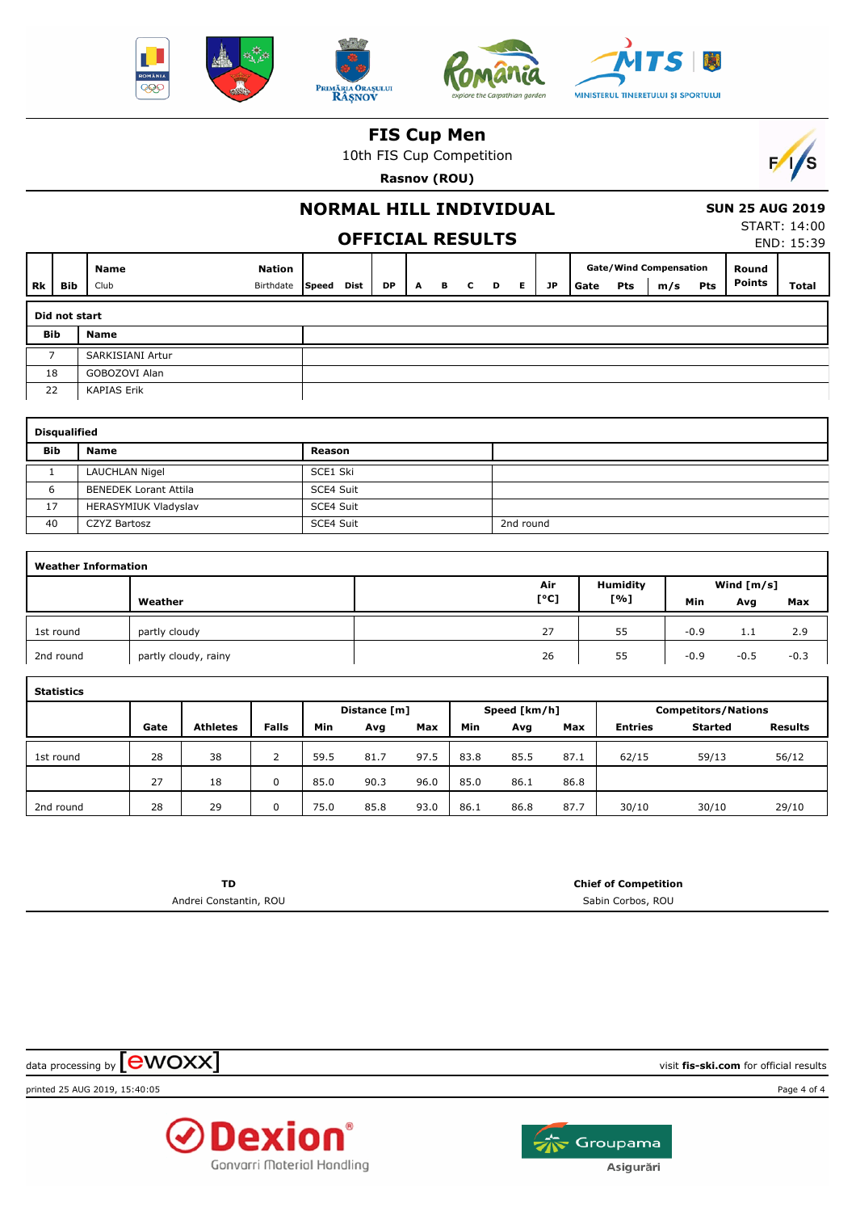# FIS Cup Men

10th FIS Cup Competition

**Rasnov (ROU)**

## NORMAL HILL INDIVIDUAL

**SUN 25 AUG 2019**

START: 14:00

END: 15:39

## OFFICIAL RESULTS

| Rk | Bib | Name / Club | Nation / Birthdate | Speed | Dist | DP | A | B | C | D | E | JP | Gate | Pts | m/s | Pts | Round Points | Total |
|---|---|---|---|---|---|---|---|---|---|---|---|---|---|---|---|---|---|---|

**Did not start**

| Bib | Name |
|---|---|
| 7 | SARKISIANI Artur |
| 18 | GOBOZOVI Alan |
| 22 | KAPIAS Erik |

**Disqualified**

| Bib | Name | Reason | |
|---|---|---|---|
| 1 | LAUCHLAN Nigel | SCE1 Ski | |
| 6 | BENEDEK Lorant Attila | SCE4 Suit | |
| 17 | HERASYMIUK Vladyslav | SCE4 Suit | |
| 40 | CZYZ Bartosz | SCE4 Suit | 2nd round |

**Weather Information**

| | Weather | Air [°C] | Humidity [%] | Wind [m/s] Min | Avg | Max |
|---|---|---|---|---|---|---|
| 1st round | partly cloudy | 27 | 55 | -0.9 | 1.1 | 2.9 |
| 2nd round | partly cloudy, rainy | 26 | 55 | -0.9 | -0.5 | -0.3 |

**Statistics**

| | Gate | Athletes | Falls | Distance [m] Min | Avg | Max | Speed [km/h] Min | Avg | Max | Competitors/Nations Entries | Started | Results |
|---|---|---|---|---|---|---|---|---|---|---|---|---|
| 1st round | 28 | 38 | 2 | 59.5 | 81.7 | 97.5 | 83.8 | 85.5 | 87.1 | 62/15 | 59/13 | 56/12 |
| | 27 | 18 | 0 | 85.0 | 90.3 | 96.0 | 85.0 | 86.1 | 86.8 | | | |
| 2nd round | 28 | 29 | 0 | 75.0 | 85.8 | 93.0 | 86.1 | 86.8 | 87.7 | 30/10 | 30/10 | 29/10 |

**TD**
Andrei Constantin, ROU

**Chief of Competition**
Sabin Corbos, ROU

data processing by ewoxx

visit **fis-ski.com** for official results

printed 25 AUG 2019, 15:40:05